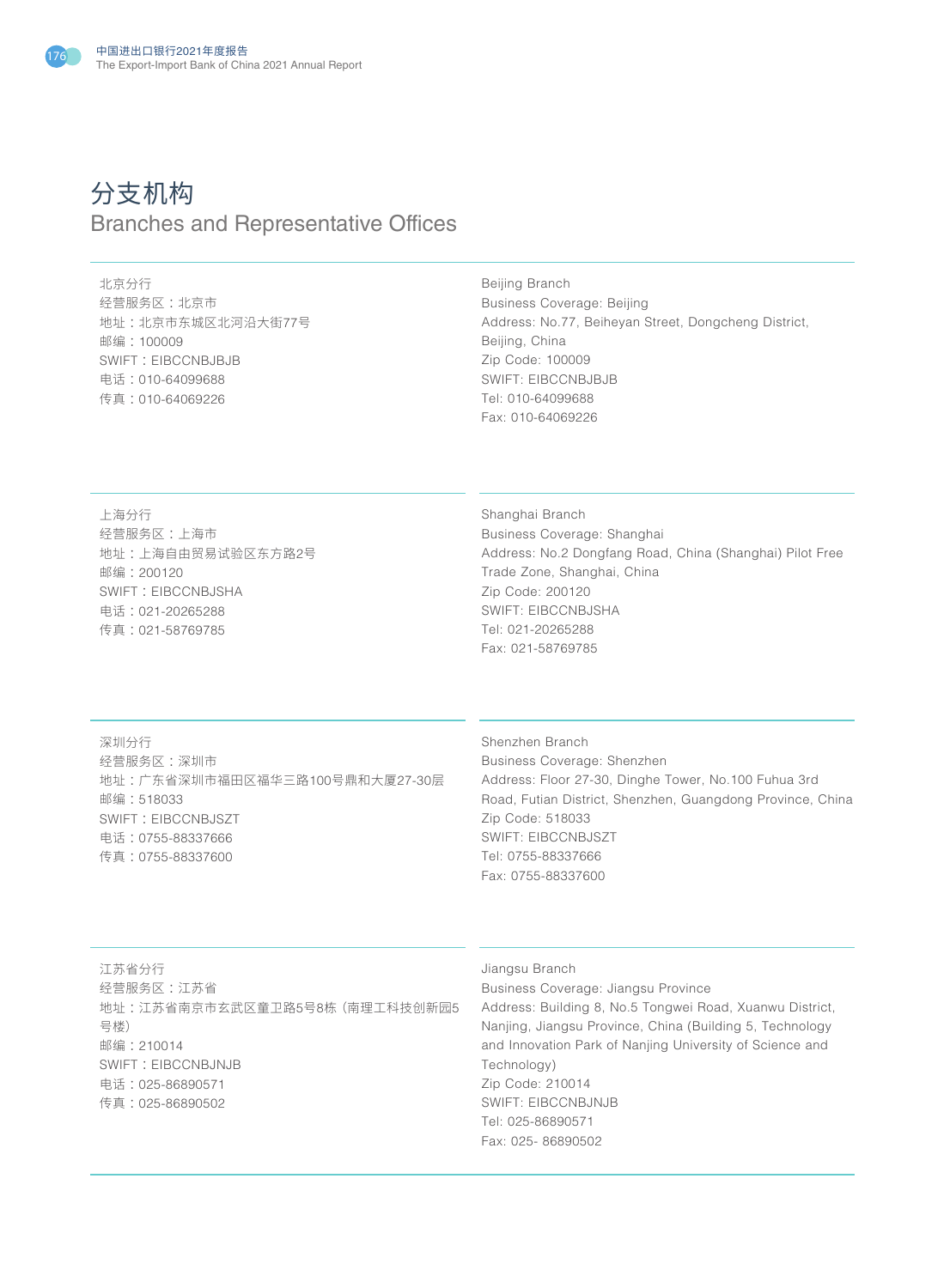# 分支机构
## Branches and Representative Offices

北京分行
经营服务区：北京市
地址：北京市东城区北河沿大街77号
邮编：100009
SWIFT：EIBCCNBJBJB
电话：010-64099688
传真：010-64069226

Beijing Branch
Business Coverage: Beijing
Address: No.77, Beiheyan Street, Dongcheng District, Beijing, China
Zip Code: 100009
SWIFT: EIBCCNBJBJB
Tel: 010-64099688
Fax: 010-64069226

上海分行
经营服务区：上海市
地址：上海自由贸易试验区东方路2号
邮编：200120
SWIFT：EIBCCNBJSHA
电话：021-20265288
传真：021-58769785

Shanghai Branch
Business Coverage: Shanghai
Address: No.2 Dongfang Road, China (Shanghai) Pilot Free Trade Zone, Shanghai, China
Zip Code: 200120
SWIFT: EIBCCNBJSHA
Tel: 021-20265288
Fax: 021-58769785

深圳分行
经营服务区：深圳市
地址：广东省深圳市福田区福华三路100号鼎和大厦27-30层
邮编：518033
SWIFT：EIBCCNBJSZT
电话：0755-88337666
传真：0755-88337600

Shenzhen Branch
Business Coverage: Shenzhen
Address: Floor 27-30, Dinghe Tower, No.100 Fuhua 3rd Road, Futian District, Shenzhen, Guangdong Province, China
Zip Code: 518033
SWIFT: EIBCCNBJSZT
Tel: 0755-88337666
Fax: 0755-88337600

江苏省分行
经营服务区：江苏省
地址：江苏省南京市玄武区童卫路5号8栋（南理工科技创新园5号楼）
邮编：210014
SWIFT：EIBCCNBJNJB
电话：025-86890571
传真：025-86890502

Jiangsu Branch
Business Coverage: Jiangsu Province
Address: Building 8, No.5 Tongwei Road, Xuanwu District, Nanjing, Jiangsu Province, China (Building 5, Technology and Innovation Park of Nanjing University of Science and Technology)
Zip Code: 210014
SWIFT: EIBCCNBJNJB
Tel: 025-86890571
Fax: 025- 86890502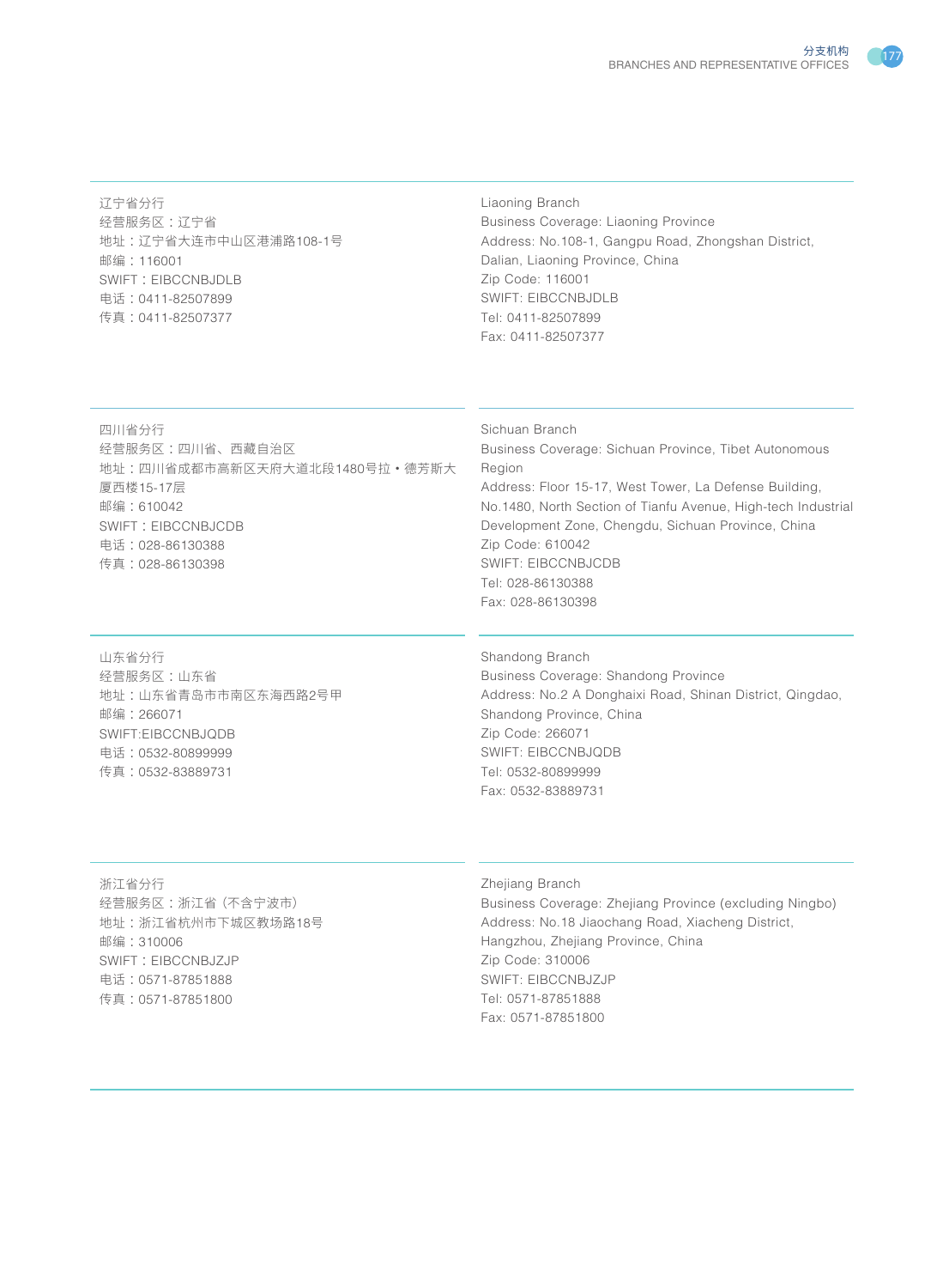辽宁省分行
经营服务区：辽宁省
地址：辽宁省大连市中山区港浦路108-1号
邮编：116001
SWIFT：EIBCCNBJDLB
电话：0411-82507899
传真：0411-82507377

Liaoning Branch
Business Coverage: Liaoning Province
Address: No.108-1, Gangpu Road, Zhongshan District, Dalian, Liaoning Province, China
Zip Code: 116001
SWIFT: EIBCCNBJDLB
Tel: 0411-82507899
Fax: 0411-82507377

四川省分行
经营服务区：四川省、西藏自治区
地址：四川省成都市高新区天府大道北段1480号拉・德芳斯大厦西楼15-17层
邮编：610042
SWIFT：EIBCCNBJCDB
电话：028-86130388
传真：028-86130398

Sichuan Branch
Business Coverage: Sichuan Province, Tibet Autonomous Region
Address: Floor 15-17, West Tower, La Defense Building, No.1480, North Section of Tianfu Avenue, High-tech Industrial Development Zone, Chengdu, Sichuan Province, China
Zip Code: 610042
SWIFT: EIBCCNBJCDB
Tel: 028-86130388
Fax: 028-86130398

山东省分行
经营服务区：山东省
地址：山东省青岛市市南区东海西路2号甲
邮编：266071
SWIFT:EIBCCNBJQDB
电话：0532-80899999
传真：0532-83889731

Shandong Branch
Business Coverage: Shandong Province
Address: No.2 A Donghaixi Road, Shinan District, Qingdao, Shandong Province, China
Zip Code: 266071
SWIFT: EIBCCNBJQDB
Tel: 0532-80899999
Fax: 0532-83889731

浙江省分行
经营服务区：浙江省（不含宁波市）
地址：浙江省杭州市下城区教场路18号
邮编：310006
SWIFT：EIBCCNBJZJP
电话：0571-87851888
传真：0571-87851800

Zhejiang Branch
Business Coverage: Zhejiang Province (excluding Ningbo)
Address: No.18 Jiaochang Road, Xiacheng District, Hangzhou, Zhejiang Province, China
Zip Code: 310006
SWIFT: EIBCCNBJZJP
Tel: 0571-87851888
Fax: 0571-87851800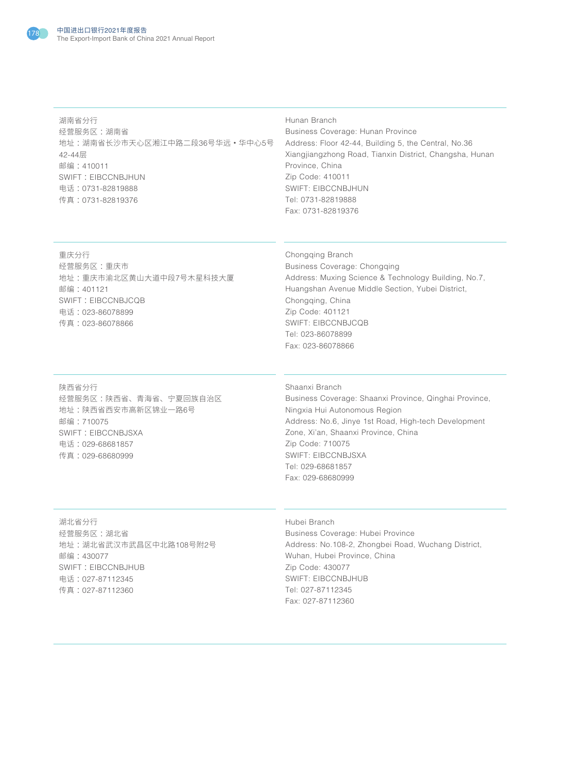湖南省分行
经营服务区：湖南省
地址：湖南省长沙市天心区湘江中路二段36号华远・华中心5号42-44层
邮编：410011
SWIFT：EIBCCNBJHUN
电话：0731-82819888
传真：0731-82819376

Hunan Branch
Business Coverage: Hunan Province
Address: Floor 42-44, Building 5, the Central, No.36 Xiangjiangzhong Road, Tianxin District, Changsha, Hunan Province, China
Zip Code: 410011
SWIFT: EIBCCNBJHUN
Tel: 0731-82819888
Fax: 0731-82819376

---

重庆分行
经营服务区：重庆市
地址：重庆市渝北区黄山大道中段7号木星科技大厦
邮编：401121
SWIFT：EIBCCNBJCQB
电话：023-86078899
传真：023-86078866

Chongqing Branch
Business Coverage: Chongqing
Address: Muxing Science & Technology Building, No.7, Huangshan Avenue Middle Section, Yubei District, Chongqing, China
Zip Code: 401121
SWIFT: EIBCCNBJCQB
Tel: 023-86078899
Fax: 023-86078866

---

陕西省分行
经营服务区：陕西省、青海省、宁夏回族自治区
地址：陕西省西安市高新区锦业一路6号
邮编：710075
SWIFT：EIBCCNBJSXA
电话：029-68681857
传真：029-68680999

Shaanxi Branch
Business Coverage: Shaanxi Province, Qinghai Province, Ningxia Hui Autonomous Region
Address: No.6, Jinye 1st Road, High-tech Development Zone, Xi'an, Shaanxi Province, China
Zip Code: 710075
SWIFT: EIBCCNBJSXA
Tel: 029-68681857
Fax: 029-68680999

---

湖北省分行
经营服务区：湖北省
地址：湖北省武汉市武昌区中北路108号附2号
邮编：430077
SWIFT：EIBCCNBJHUB
电话：027-87112345
传真：027-87112360

Hubei Branch
Business Coverage: Hubei Province
Address: No.108-2, Zhongbei Road, Wuchang District, Wuhan, Hubei Province, China
Zip Code: 430077
SWIFT: EIBCCNBJHUB
Tel: 027-87112345
Fax: 027-87112360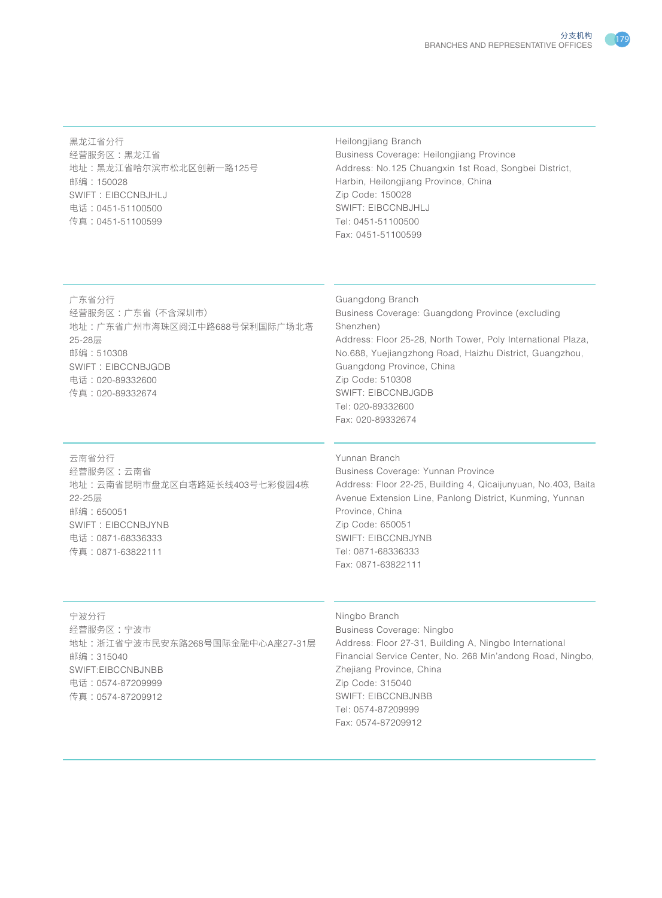黑龙江省分行
经营服务区：黑龙江省
地址：黑龙江省哈尔滨市松北区创新一路125号
邮编：150028
SWIFT：EIBCCNBJHLJ
电话：0451-51100500
传真：0451-51100599

Heilongjiang Branch
Business Coverage: Heilongjiang Province
Address: No.125 Chuangxin 1st Road, Songbei District, Harbin, Heilongjiang Province, China
Zip Code: 150028
SWIFT: EIBCCNBJHLJ
Tel: 0451-51100500
Fax: 0451-51100599

广东省分行
经营服务区：广东省（不含深圳市）
地址：广东省广州市海珠区阅江中路688号保利国际广场北塔25-28层
邮编：510308
SWIFT：EIBCCNBJGDB
电话：020-89332600
传真：020-89332674

Guangdong Branch
Business Coverage: Guangdong Province (excluding Shenzhen)
Address: Floor 25-28, North Tower, Poly International Plaza, No.688, Yuejiangzhong Road, Haizhu District, Guangzhou, Guangdong Province, China
Zip Code: 510308
SWIFT: EIBCCNBJGDB
Tel: 020-89332600
Fax: 020-89332674

云南省分行
经营服务区：云南省
地址：云南省昆明市盘龙区白塔路延长线403号七彩俊园4栋22-25层
邮编：650051
SWIFT：EIBCCNBJYNB
电话：0871-68336333
传真：0871-63822111

Yunnan Branch
Business Coverage: Yunnan Province
Address: Floor 22-25, Building 4, Qicaijunyuan, No.403, Baita Avenue Extension Line, Panlong District, Kunming, Yunnan Province, China
Zip Code: 650051
SWIFT: EIBCCNBJYNB
Tel: 0871-68336333
Fax: 0871-63822111

宁波分行
经营服务区：宁波市
地址：浙江省宁波市民安东路268号国际金融中心A座27-31层
邮编：315040
SWIFT:EIBCCNBJNBB
电话：0574-87209999
传真：0574-87209912

Ningbo Branch
Business Coverage: Ningbo
Address: Floor 27-31, Building A, Ningbo International Financial Service Center, No. 268 Min'andong Road, Ningbo, Zhejiang Province, China
Zip Code: 315040
SWIFT: EIBCCNBJNBB
Tel: 0574-87209999
Fax: 0574-87209912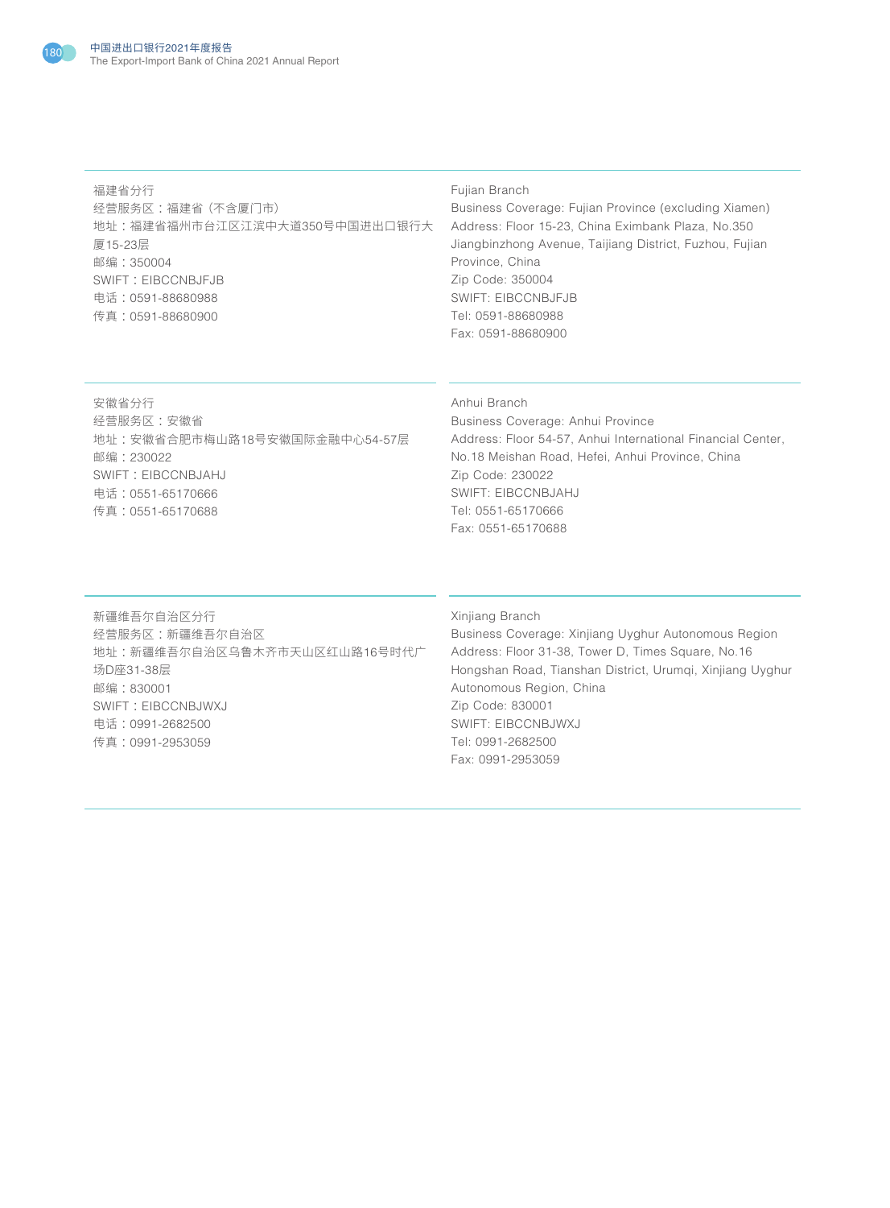福建省分行
经营服务区：福建省（不含厦门市）
地址：福建省福州市台江区江滨中大道350号中国进出口银行大厦15-23层
邮编：350004
SWIFT：EIBCCNBJFJB
电话：0591-88680988
传真：0591-88680900

Fujian Branch
Business Coverage: Fujian Province (excluding Xiamen)
Address: Floor 15-23, China Eximbank Plaza, No.350 Jiangbinzhong Avenue, Taijiang District, Fuzhou, Fujian Province, China
Zip Code: 350004
SWIFT: EIBCCNBJFJB
Tel: 0591-88680988
Fax: 0591-88680900

安徽省分行
经营服务区：安徽省
地址：安徽省合肥市梅山路18号安徽国际金融中心54-57层
邮编：230022
SWIFT：EIBCCNBJAHJ
电话：0551-65170666
传真：0551-65170688

Anhui Branch
Business Coverage: Anhui Province
Address: Floor 54-57, Anhui International Financial Center, No.18 Meishan Road, Hefei, Anhui Province, China
Zip Code: 230022
SWIFT: EIBCCNBJAHJ
Tel: 0551-65170666
Fax: 0551-65170688

新疆维吾尔自治区分行
经营服务区：新疆维吾尔自治区
地址：新疆维吾尔自治区乌鲁木齐市天山区红山路16号时代广场D座31-38层
邮编：830001
SWIFT：EIBCCNBJWXJ
电话：0991-2682500
传真：0991-2953059

Xinjiang Branch
Business Coverage: Xinjiang Uyghur Autonomous Region
Address: Floor 31-38, Tower D, Times Square, No.16 Hongshan Road, Tianshan District, Urumqi, Xinjiang Uyghur Autonomous Region, China
Zip Code: 830001
SWIFT: EIBCCNBJWXJ
Tel: 0991-2682500
Fax: 0991-2953059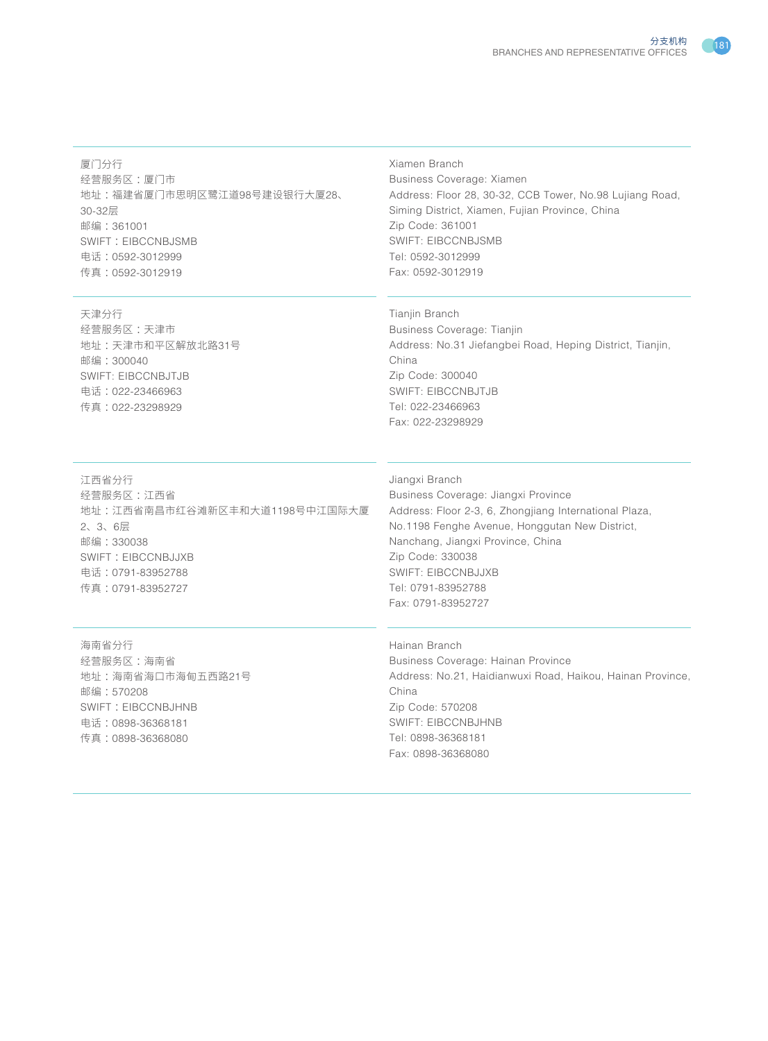厦门分行
经营服务区：厦门市
地址：福建省厦门市思明区鹭江道98号建设银行大厦28、30-32层
邮编：361001
SWIFT：EIBCCNBJSMB
电话：0592-3012999
传真：0592-3012919

Xiamen Branch
Business Coverage: Xiamen
Address: Floor 28, 30-32, CCB Tower, No.98 Lujiang Road, Siming District, Xiamen, Fujian Province, China
Zip Code: 361001
SWIFT: EIBCCNBJSMB
Tel: 0592-3012999
Fax: 0592-3012919

天津分行
经营服务区：天津市
地址：天津市和平区解放北路31号
邮编：300040
SWIFT: EIBCCNBJTJB
电话：022-23466963
传真：022-23298929

Tianjin Branch
Business Coverage: Tianjin
Address: No.31 Jiefangbei Road, Heping District, Tianjin, China
Zip Code: 300040
SWIFT: EIBCCNBJTJB
Tel: 022-23466963
Fax: 022-23298929

江西省分行
经营服务区：江西省
地址：江西省南昌市红谷滩新区丰和大道1198号中江国际大厦2、3、6层
邮编：330038
SWIFT：EIBCCNBJJXB
电话：0791-83952788
传真：0791-83952727

Jiangxi Branch
Business Coverage: Jiangxi Province
Address: Floor 2-3, 6, Zhongjiang International Plaza, No.1198 Fenghe Avenue, Honggutan New District, Nanchang, Jiangxi Province, China
Zip Code: 330038
SWIFT: EIBCCNBJJXB
Tel: 0791-83952788
Fax: 0791-83952727

海南省分行
经营服务区：海南省
地址：海南省海口市海甸五西路21号
邮编：570208
SWIFT：EIBCCNBJHNB
电话：0898-36368181
传真：0898-36368080

Hainan Branch
Business Coverage: Hainan Province
Address: No.21, Haidianwuxi Road, Haikou, Hainan Province, China
Zip Code: 570208
SWIFT: EIBCCNBJHNB
Tel: 0898-36368181
Fax: 0898-36368080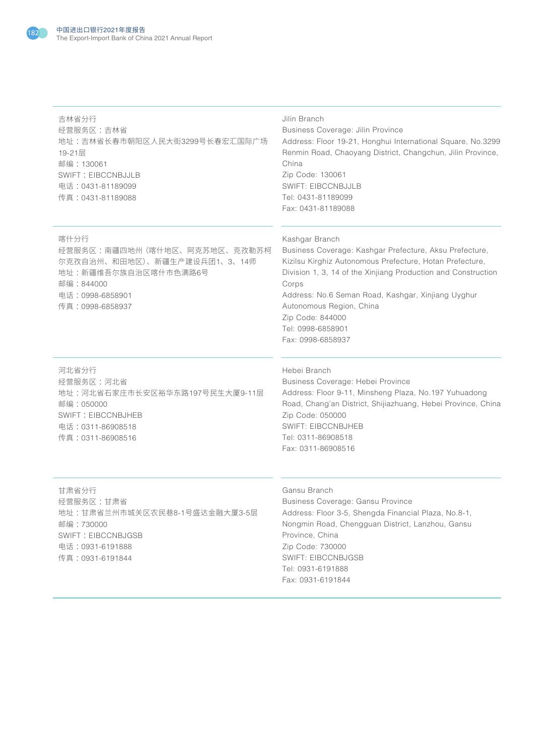吉林省分行
经营服务区：吉林省
地址：吉林省长春市朝阳区人民大街3299号长春宏汇国际广场19-21层
邮编：130061
SWIFT：EIBCCNBJJLB
电话：0431-81189099
传真：0431-81189088

Jilin Branch
Business Coverage: Jilin Province
Address: Floor 19-21, Honghui International Square, No.3299 Renmin Road, Chaoyang District, Changchun, Jilin Province, China
Zip Code: 130061
SWIFT: EIBCCNBJJLB
Tel: 0431-81189099
Fax: 0431-81189088

喀什分行
经营服务区：南疆四地州（喀什地区、阿克苏地区、克孜勒苏柯尔克孜自治州、和田地区）、新疆生产建设兵团1、3、14师
地址：新疆维吾尔族自治区喀什市色满路6号
邮编：844000
电话：0998-6858901
传真：0998-6858937

Kashgar Branch
Business Coverage: Kashgar Prefecture, Aksu Prefecture, Kizilsu Kirghiz Autonomous Prefecture, Hotan Prefecture, Division 1, 3, 14 of the Xinjiang Production and Construction Corps
Address: No.6 Seman Road, Kashgar, Xinjiang Uyghur Autonomous Region, China
Zip Code: 844000
Tel: 0998-6858901
Fax: 0998-6858937

河北省分行
经营服务区：河北省
地址：河北省石家庄市长安区裕华东路197号民生大厦9-11层
邮编：050000
SWIFT：EIBCCNBJHEB
电话：0311-86908518
传真：0311-86908516

Hebei Branch
Business Coverage: Hebei Province
Address: Floor 9-11, Minsheng Plaza, No.197 Yuhuadong Road, Chang'an District, Shijiazhuang, Hebei Province, China
Zip Code: 050000
SWIFT: EIBCCNBJHEB
Tel: 0311-86908518
Fax: 0311-86908516

甘肃省分行
经营服务区：甘肃省
地址：甘肃省兰州市城关区农民巷8-1号盛达金融大厦3-5层
邮编：730000
SWIFT：EIBCCNBJGSB
电话：0931-6191888
传真：0931-6191844

Gansu Branch
Business Coverage: Gansu Province
Address: Floor 3-5, Shengda Financial Plaza, No.8-1, Nongmin Road, Chengguan District, Lanzhou, Gansu Province, China
Zip Code: 730000
SWIFT: EIBCCNBJGSB
Tel: 0931-6191888
Fax: 0931-6191844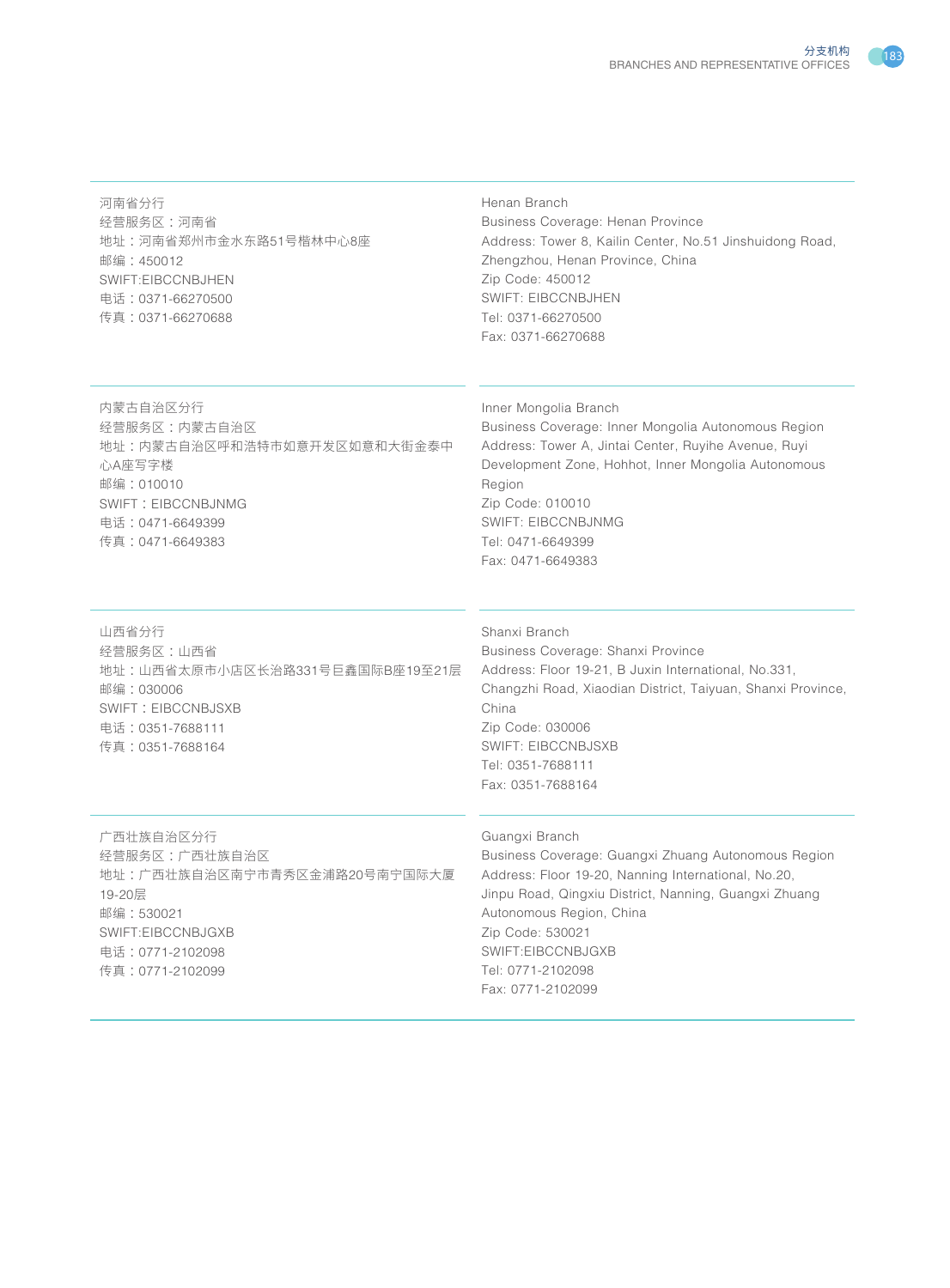河南省分行
经营服务区：河南省
地址：河南省郑州市金水东路51号楷林中心8座
邮编：450012
SWIFT:EIBCCNBJHEN
电话：0371-66270500
传真：0371-66270688

Henan Branch
Business Coverage: Henan Province
Address: Tower 8, Kailin Center, No.51 Jinshuidong Road, Zhengzhou, Henan Province, China
Zip Code: 450012
SWIFT: EIBCCNBJHEN
Tel: 0371-66270500
Fax: 0371-66270688

内蒙古自治区分行
经营服务区：内蒙古自治区
地址：内蒙古自治区呼和浩特市如意开发区如意和大街金泰中心A座写字楼
邮编：010010
SWIFT：EIBCCNBJNMG
电话：0471-6649399
传真：0471-6649383

Inner Mongolia Branch
Business Coverage: Inner Mongolia Autonomous Region
Address: Tower A, Jintai Center, Ruyihe Avenue, Ruyi Development Zone, Hohhot, Inner Mongolia Autonomous Region
Zip Code: 010010
SWIFT: EIBCCNBJNMG
Tel: 0471-6649399
Fax: 0471-6649383

山西省分行
经营服务区：山西省
地址：山西省太原市小店区长治路331号巨鑫国际B座19至21层
邮编：030006
SWIFT：EIBCCNBJSXB
电话：0351-7688111
传真：0351-7688164

Shanxi Branch
Business Coverage: Shanxi Province
Address: Floor 19-21, B Juxin International, No.331, Changzhi Road, Xiaodian District, Taiyuan, Shanxi Province, China
Zip Code: 030006
SWIFT: EIBCCNBJSXB
Tel: 0351-7688111
Fax: 0351-7688164

广西壮族自治区分行
经营服务区：广西壮族自治区
地址：广西壮族自治区南宁市青秀区金浦路20号南宁国际大厦19-20层
邮编：530021
SWIFT:EIBCCNBJGXB
电话：0771-2102098
传真：0771-2102099

Guangxi Branch
Business Coverage: Guangxi Zhuang Autonomous Region
Address: Floor 19-20, Nanning International, No.20, Jinpu Road, Qingxiu District, Nanning, Guangxi Zhuang Autonomous Region, China
Zip Code: 530021
SWIFT:EIBCCNBJGXB
Tel: 0771-2102098
Fax: 0771-2102099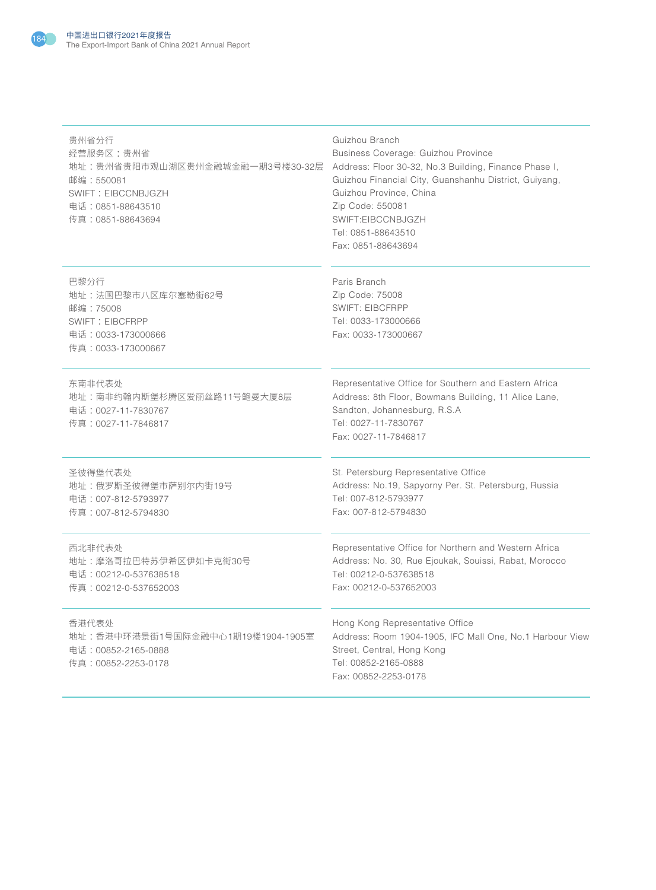贵州省分行
经营服务区：贵州省
地址：贵州省贵阳市观山湖区贵州金融城金融一期3号楼30-32层
邮编：550081
SWIFT：EIBCCNBJGZH
电话：0851-88643510
传真：0851-88643694

Guizhou Branch
Business Coverage: Guizhou Province
Address: Floor 30-32, No.3 Building, Finance Phase I, Guizhou Financial City, Guanshanhu District, Guiyang, Guizhou Province, China
Zip Code: 550081
SWIFT:EIBCCNBJGZH
Tel: 0851-88643510
Fax: 0851-88643694

巴黎分行
地址：法国巴黎市八区库尔塞勒街62号
邮编：75008
SWIFT：EIBCFRPP
电话：0033-173000666
传真：0033-173000667

Paris Branch
Zip Code: 75008
SWIFT: EIBCFRPP
Tel: 0033-173000666
Fax: 0033-173000667

东南非代表处
地址：南非约翰内斯堡杉腾区爱丽丝路11号鲍曼大厦8层
电话：0027-11-7830767
传真：0027-11-7846817

Representative Office for Southern and Eastern Africa
Address: 8th Floor, Bowmans Building, 11 Alice Lane, Sandton, Johannesburg, R.S.A
Tel: 0027-11-7830767
Fax: 0027-11-7846817

圣彼得堡代表处
地址：俄罗斯圣彼得堡市萨别尔内街19号
电话：007-812-5793977
传真：007-812-5794830

St. Petersburg Representative Office
Address: No.19, Sapyorny Per. St. Petersburg, Russia
Tel: 007-812-5793977
Fax: 007-812-5794830

西北非代表处
地址：摩洛哥拉巴特苏伊希区伊如卡克街30号
电话：00212-0-537638518
传真：00212-0-537652003

Representative Office for Northern and Western Africa
Address: No. 30, Rue Ejoukak, Souissi, Rabat, Morocco
Tel: 00212-0-537638518
Fax: 00212-0-537652003

香港代表处
地址：香港中环港景街1号国际金融中心1期19楼1904-1905室
电话：00852-2165-0888
传真：00852-2253-0178

Hong Kong Representative Office
Address: Room 1904-1905, IFC Mall One, No.1 Harbour View Street, Central, Hong Kong
Tel: 00852-2165-0888
Fax: 00852-2253-0178